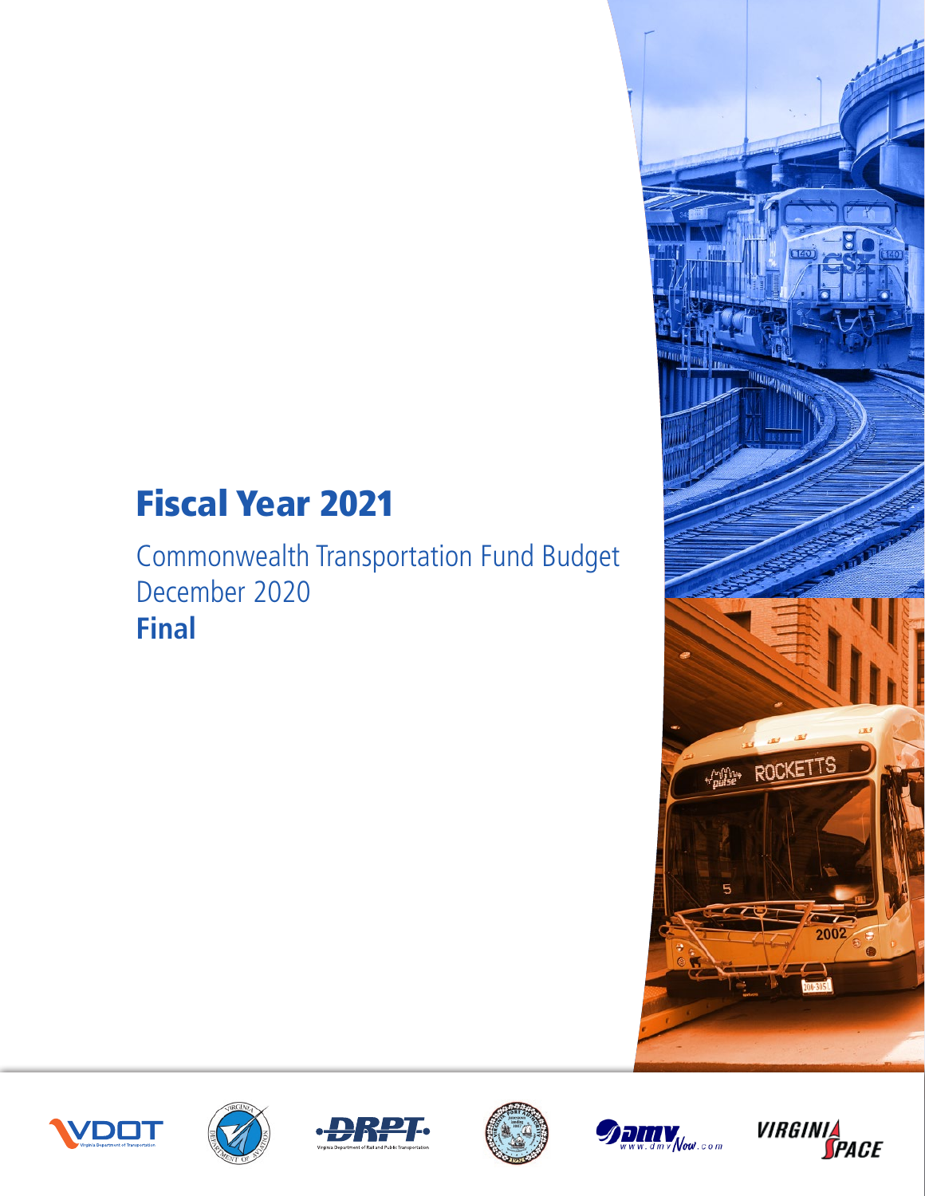# Fiscal Year 2021

Commonwealth Transportation Fund Budget
December 2020
**Final**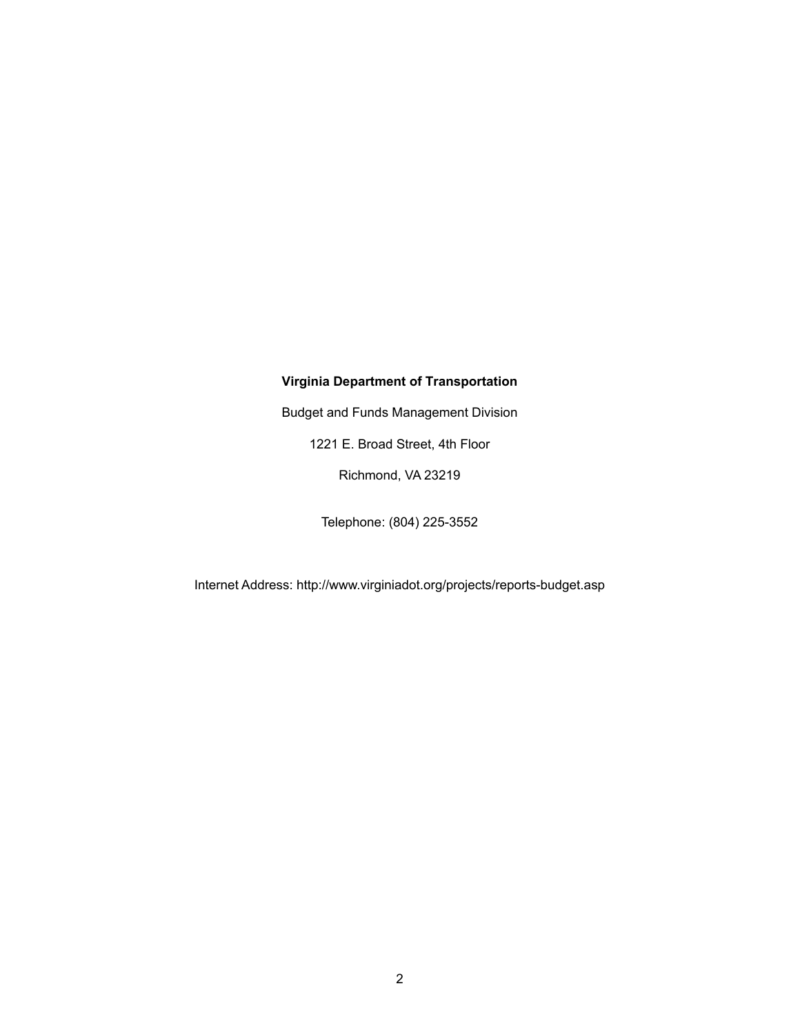**Virginia Department of Transportation**

Budget and Funds Management Division

1221 E. Broad Street, 4th Floor

Richmond, VA 23219

Telephone: (804) 225-3552

Internet Address: http://www.virginiadot.org/projects/reports-budget.asp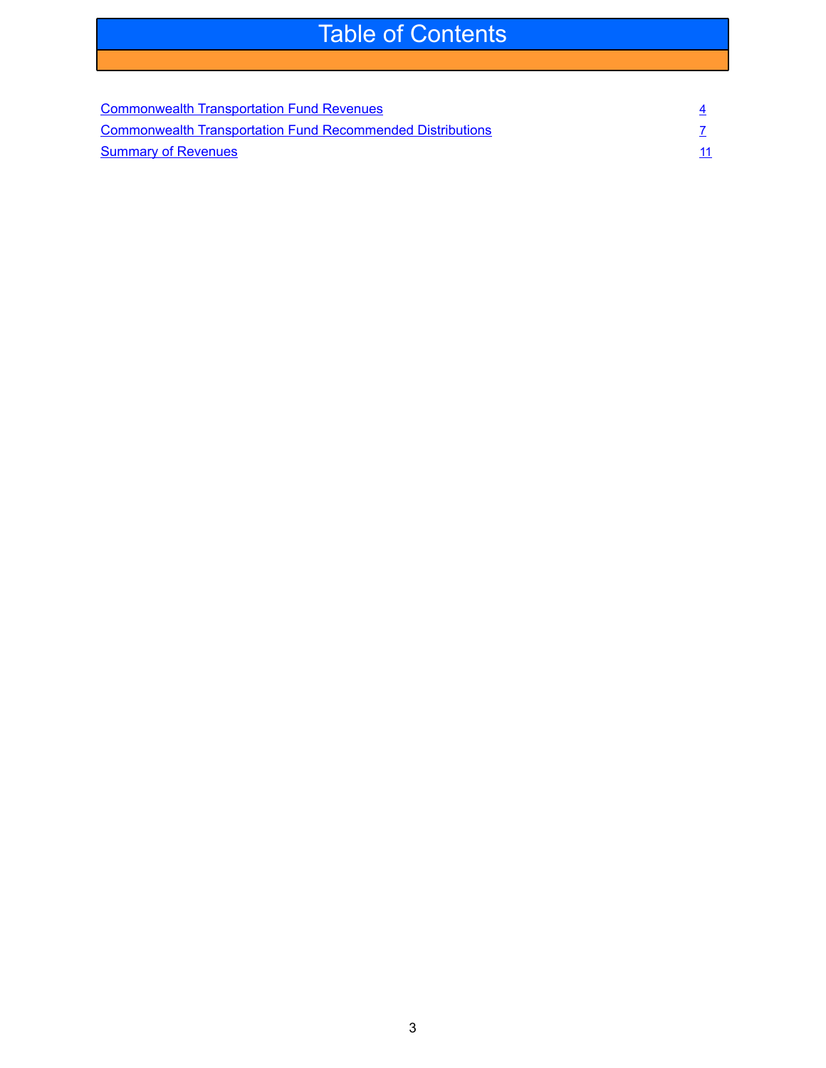# Table of Contents

| | |
|---|---|
| Commonwealth Transportation Fund Revenues | 4 |
| Commonwealth Transportation Fund Recommended Distributions | 7 |
| Summary of Revenues | 11 |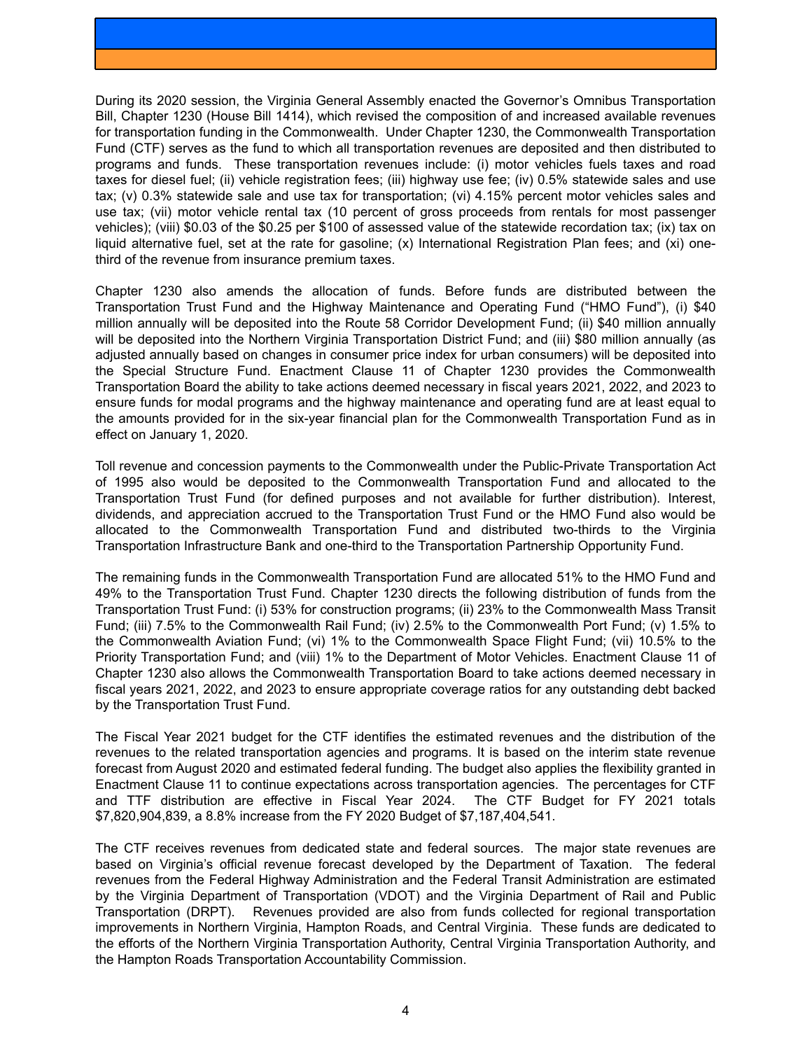During its 2020 session, the Virginia General Assembly enacted the Governor's Omnibus Transportation Bill, Chapter 1230 (House Bill 1414), which revised the composition of and increased available revenues for transportation funding in the Commonwealth. Under Chapter 1230, the Commonwealth Transportation Fund (CTF) serves as the fund to which all transportation revenues are deposited and then distributed to programs and funds. These transportation revenues include: (i) motor vehicles fuels taxes and road taxes for diesel fuel; (ii) vehicle registration fees; (iii) highway use fee; (iv) 0.5% statewide sales and use tax; (v) 0.3% statewide sale and use tax for transportation; (vi) 4.15% percent motor vehicles sales and use tax; (vii) motor vehicle rental tax (10 percent of gross proceeds from rentals for most passenger vehicles); (viii) $0.03 of the $0.25 per $100 of assessed value of the statewide recordation tax; (ix) tax on liquid alternative fuel, set at the rate for gasoline; (x) International Registration Plan fees; and (xi) one-third of the revenue from insurance premium taxes.

Chapter 1230 also amends the allocation of funds. Before funds are distributed between the Transportation Trust Fund and the Highway Maintenance and Operating Fund ("HMO Fund"), (i) $40 million annually will be deposited into the Route 58 Corridor Development Fund; (ii) $40 million annually will be deposited into the Northern Virginia Transportation District Fund; and (iii) $80 million annually (as adjusted annually based on changes in consumer price index for urban consumers) will be deposited into the Special Structure Fund. Enactment Clause 11 of Chapter 1230 provides the Commonwealth Transportation Board the ability to take actions deemed necessary in fiscal years 2021, 2022, and 2023 to ensure funds for modal programs and the highway maintenance and operating fund are at least equal to the amounts provided for in the six-year financial plan for the Commonwealth Transportation Fund as in effect on January 1, 2020.

Toll revenue and concession payments to the Commonwealth under the Public-Private Transportation Act of 1995 also would be deposited to the Commonwealth Transportation Fund and allocated to the Transportation Trust Fund (for defined purposes and not available for further distribution). Interest, dividends, and appreciation accrued to the Transportation Trust Fund or the HMO Fund also would be allocated to the Commonwealth Transportation Fund and distributed two-thirds to the Virginia Transportation Infrastructure Bank and one-third to the Transportation Partnership Opportunity Fund.

The remaining funds in the Commonwealth Transportation Fund are allocated 51% to the HMO Fund and 49% to the Transportation Trust Fund. Chapter 1230 directs the following distribution of funds from the Transportation Trust Fund: (i) 53% for construction programs; (ii) 23% to the Commonwealth Mass Transit Fund; (iii) 7.5% to the Commonwealth Rail Fund; (iv) 2.5% to the Commonwealth Port Fund; (v) 1.5% to the Commonwealth Aviation Fund; (vi) 1% to the Commonwealth Space Flight Fund; (vii) 10.5% to the Priority Transportation Fund; and (viii) 1% to the Department of Motor Vehicles. Enactment Clause 11 of Chapter 1230 also allows the Commonwealth Transportation Board to take actions deemed necessary in fiscal years 2021, 2022, and 2023 to ensure appropriate coverage ratios for any outstanding debt backed by the Transportation Trust Fund.

The Fiscal Year 2021 budget for the CTF identifies the estimated revenues and the distribution of the revenues to the related transportation agencies and programs. It is based on the interim state revenue forecast from August 2020 and estimated federal funding. The budget also applies the flexibility granted in Enactment Clause 11 to continue expectations across transportation agencies. The percentages for CTF and TTF distribution are effective in Fiscal Year 2024. The CTF Budget for FY 2021 totals $7,820,904,839, a 8.8% increase from the FY 2020 Budget of $7,187,404,541.

The CTF receives revenues from dedicated state and federal sources. The major state revenues are based on Virginia's official revenue forecast developed by the Department of Taxation. The federal revenues from the Federal Highway Administration and the Federal Transit Administration are estimated by the Virginia Department of Transportation (VDOT) and the Virginia Department of Rail and Public Transportation (DRPT). Revenues provided are also from funds collected for regional transportation improvements in Northern Virginia, Hampton Roads, and Central Virginia. These funds are dedicated to the efforts of the Northern Virginia Transportation Authority, Central Virginia Transportation Authority, and the Hampton Roads Transportation Accountability Commission.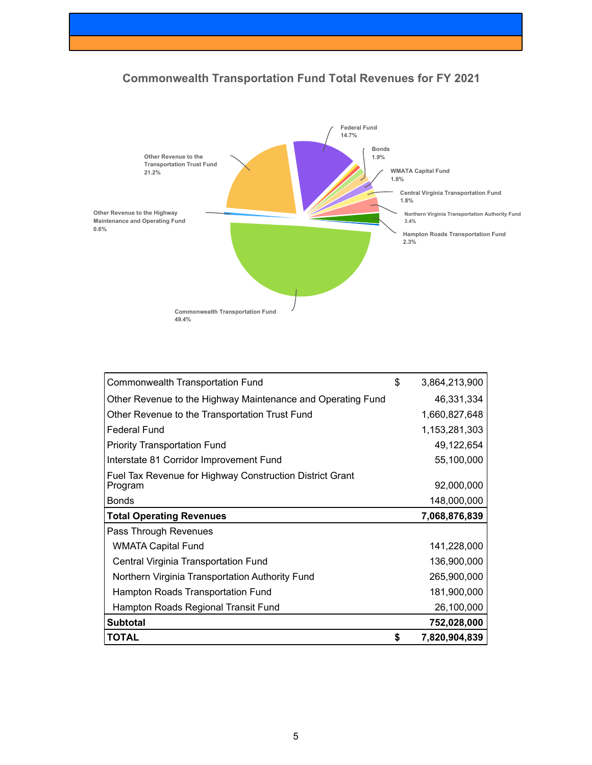## Commonwealth Transportation Fund Total Revenues for FY 2021

Federal Fund 14.7%

Bonds 1.9%

WMATA Capital Fund 1.8%

Central Virginia Transportation Fund 1.8%

Northern Virginia Transportation Authority Fund 3.4%

Hampton Roads Transportation Fund 2.3%

Commonwealth Transportation Fund 49.4%

Other Revenue to the Highway Maintenance and Operating Fund 0.6%

Other Revenue to the Transportation Trust Fund 21.2%

| | | |
|---|---|---|
| Commonwealth Transportation Fund | $ | 3,864,213,900 |
| Other Revenue to the Highway Maintenance and Operating Fund | | 46,331,334 |
| Other Revenue to the Transportation Trust Fund | | 1,660,827,648 |
| Federal Fund | | 1,153,281,303 |
| Priority Transportation Fund | | 49,122,654 |
| Interstate 81 Corridor Improvement Fund | | 55,100,000 |
| Fuel Tax Revenue for Highway Construction District Grant Program | | 92,000,000 |
| Bonds | | 148,000,000 |
| **Total Operating Revenues** | | **7,068,876,839** |
| Pass Through Revenues | | |
| WMATA Capital Fund | | 141,228,000 |
| Central Virginia Transportation Fund | | 136,900,000 |
| Northern Virginia Transportation Authority Fund | | 265,900,000 |
| Hampton Roads Transportation Fund | | 181,900,000 |
| Hampton Roads Regional Transit Fund | | 26,100,000 |
| **Subtotal** | | **752,028,000** |
| **TOTAL** | **$** | **7,820,904,839** |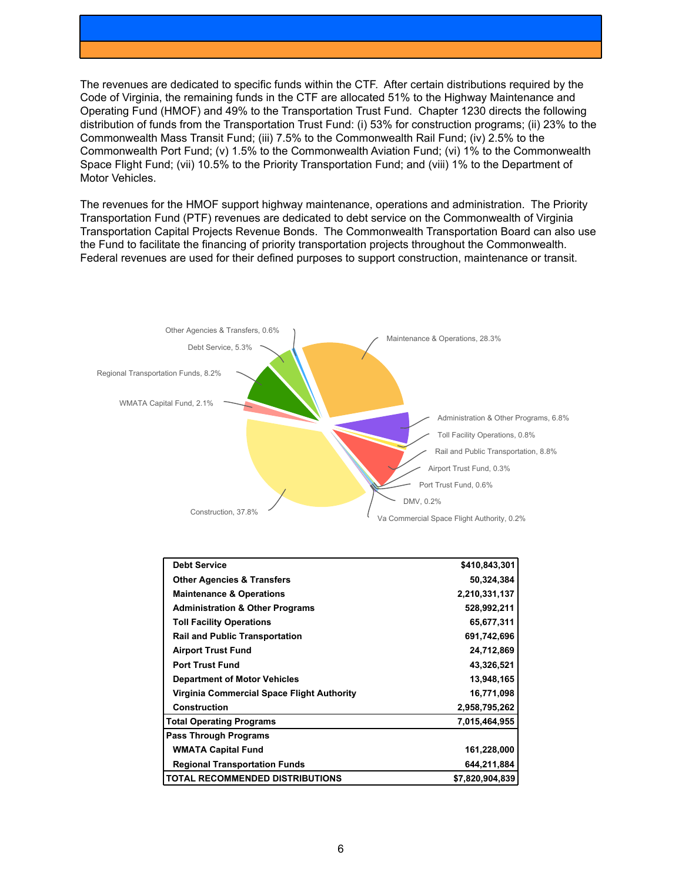The revenues are dedicated to specific funds within the CTF. After certain distributions required by the Code of Virginia, the remaining funds in the CTF are allocated 51% to the Highway Maintenance and Operating Fund (HMOF) and 49% to the Transportation Trust Fund. Chapter 1230 directs the following distribution of funds from the Transportation Trust Fund: (i) 53% for construction programs; (ii) 23% to the Commonwealth Mass Transit Fund; (iii) 7.5% to the Commonwealth Rail Fund; (iv) 2.5% to the Commonwealth Port Fund; (v) 1.5% to the Commonwealth Aviation Fund; (vi) 1% to the Commonwealth Space Flight Fund; (vii) 10.5% to the Priority Transportation Fund; and (viii) 1% to the Department of Motor Vehicles.

The revenues for the HMOF support highway maintenance, operations and administration. The Priority Transportation Fund (PTF) revenues are dedicated to debt service on the Commonwealth of Virginia Transportation Capital Projects Revenue Bonds. The Commonwealth Transportation Board can also use the Fund to facilitate the financing of priority transportation projects throughout the Commonwealth. Federal revenues are used for their defined purposes to support construction, maintenance or transit.

Other Agencies & Transfers, 0.6%
Debt Service, 5.3%
Regional Transportation Funds, 8.2%
WMATA Capital Fund, 2.1%
Construction, 37.8%
Maintenance & Operations, 28.3%
Administration & Other Programs, 6.8%
Toll Facility Operations, 0.8%
Rail and Public Transportation, 8.8%
Airport Trust Fund, 0.3%
Port Trust Fund, 0.6%
DMV, 0.2%
Va Commercial Space Flight Authority, 0.2%

| | |
|---|---:|
| **Debt Service** | **$410,843,301** |
| **Other Agencies & Transfers** | **50,324,384** |
| **Maintenance & Operations** | **2,210,331,137** |
| **Administration & Other Programs** | **528,992,211** |
| **Toll Facility Operations** | **65,677,311** |
| **Rail and Public Transportation** | **691,742,696** |
| **Airport Trust Fund** | **24,712,869** |
| **Port Trust Fund** | **43,326,521** |
| **Department of Motor Vehicles** | **13,948,165** |
| **Virginia Commercial Space Flight Authority** | **16,771,098** |
| **Construction** | **2,958,795,262** |
| **Total Operating Programs** | **7,015,464,955** |
| **Pass Through Programs** | |
| **WMATA Capital Fund** | **161,228,000** |
| **Regional Transportation Funds** | **644,211,884** |
| **TOTAL RECOMMENDED DISTRIBUTIONS** | **$7,820,904,839** |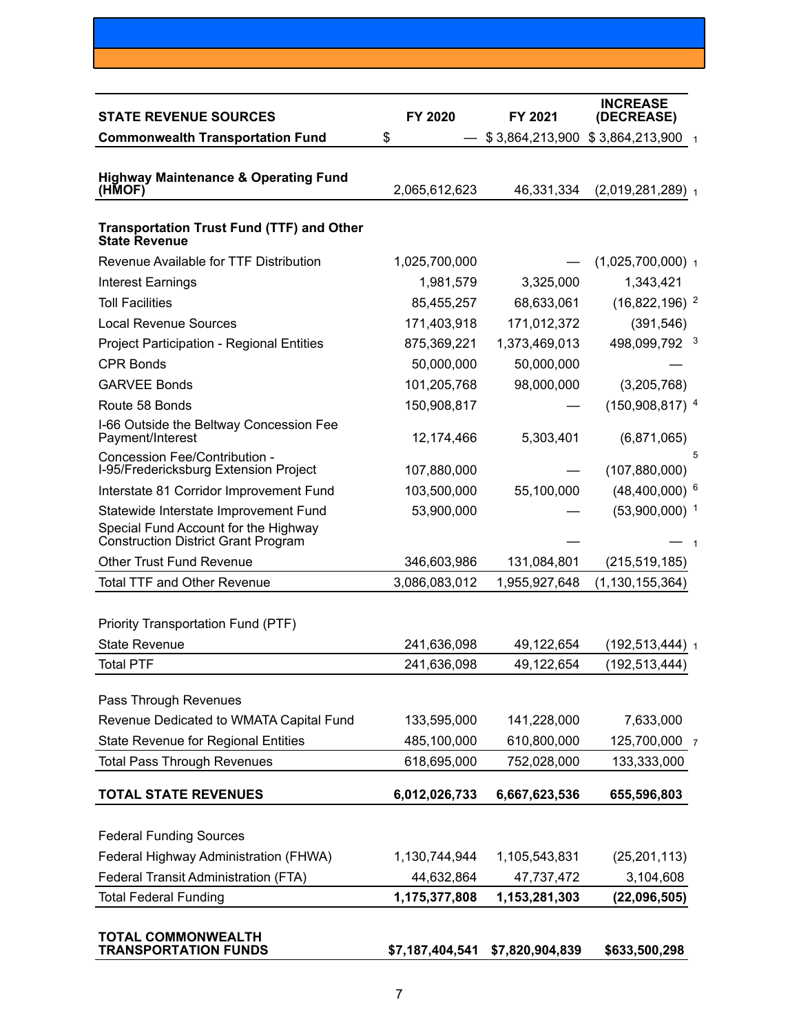| STATE REVENUE SOURCES | FY 2020 | FY 2021 | INCREASE (DECREASE) |
|---|---|---|---|
| **Commonwealth Transportation Fund** | $ — | $ 3,864,213,900 | $ 3,864,213,900 [1] |
| **Highway Maintenance & Operating Fund (HMOF)** | 2,065,612,623 | 46,331,334 | (2,019,281,289) [1] |
| **Transportation Trust Fund (TTF) and Other State Revenue** | | | |
| Revenue Available for TTF Distribution | 1,025,700,000 | — | (1,025,700,000) [1] |
| Interest Earnings | 1,981,579 | 3,325,000 | 1,343,421 |
| Toll Facilities | 85,455,257 | 68,633,061 | (16,822,196) [2] |
| Local Revenue Sources | 171,403,918 | 171,012,372 | (391,546) |
| Project Participation - Regional Entities | 875,369,221 | 1,373,469,013 | 498,099,792 [3] |
| CPR Bonds | 50,000,000 | 50,000,000 | — |
| GARVEE Bonds | 101,205,768 | 98,000,000 | (3,205,768) |
| Route 58 Bonds | 150,908,817 | — | (150,908,817) [4] |
| I-66 Outside the Beltway Concession Fee Payment/Interest | 12,174,466 | 5,303,401 | (6,871,065) |
| Concession Fee/Contribution - I-95/Fredericksburg Extension Project | 107,880,000 | — | (107,880,000) [5] |
| Interstate 81 Corridor Improvement Fund | 103,500,000 | 55,100,000 | (48,400,000) [6] |
| Statewide Interstate Improvement Fund | 53,900,000 | — | (53,900,000) [1] |
| Special Fund Account for the Highway Construction District Grant Program | | — | — [1] |
| Other Trust Fund Revenue | 346,603,986 | 131,084,801 | (215,519,185) |
| Total TTF and Other Revenue | 3,086,083,012 | 1,955,927,648 | (1,130,155,364) |
| Priority Transportation Fund (PTF) | | | |
| State Revenue | 241,636,098 | 49,122,654 | (192,513,444) [1] |
| Total PTF | 241,636,098 | 49,122,654 | (192,513,444) |
| Pass Through Revenues | | | |
| Revenue Dedicated to WMATA Capital Fund | 133,595,000 | 141,228,000 | 7,633,000 |
| State Revenue for Regional Entities | 485,100,000 | 610,800,000 | 125,700,000 [7] |
| Total Pass Through Revenues | 618,695,000 | 752,028,000 | 133,333,000 |
| **TOTAL STATE REVENUES** | **6,012,026,733** | **6,667,623,536** | **655,596,803** |
| Federal Funding Sources | | | |
| Federal Highway Administration (FHWA) | 1,130,744,944 | 1,105,543,831 | (25,201,113) |
| Federal Transit Administration (FTA) | 44,632,864 | 47,737,472 | 3,104,608 |
| Total Federal Funding | **1,175,377,808** | **1,153,281,303** | **(22,096,505)** |
| **TOTAL COMMONWEALTH TRANSPORTATION FUNDS** | **$7,187,404,541** | **$7,820,904,839** | **$633,500,298** |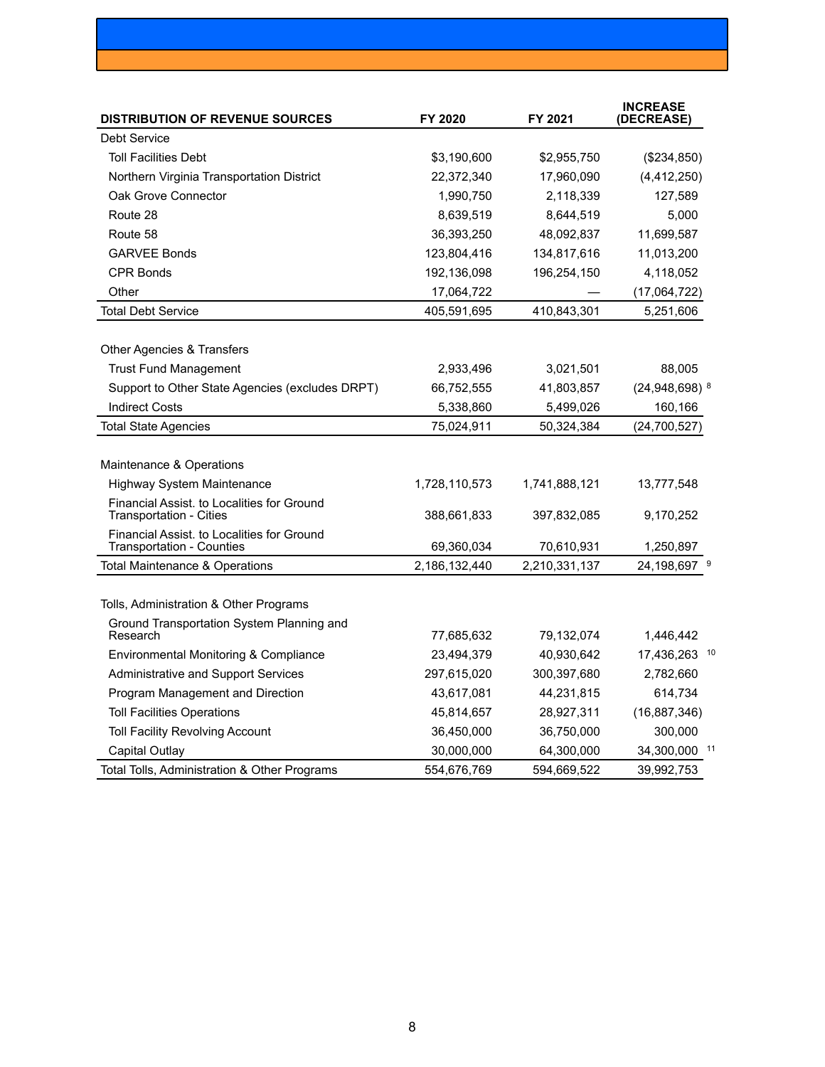| DISTRIBUTION OF REVENUE SOURCES | FY 2020 | FY 2021 | INCREASE (DECREASE) |
|---|---|---|---|
| Debt Service | | | |
| Toll Facilities Debt | $3,190,600 | $2,955,750 | ($234,850) |
| Northern Virginia Transportation District | 22,372,340 | 17,960,090 | (4,412,250) |
| Oak Grove Connector | 1,990,750 | 2,118,339 | 127,589 |
| Route 28 | 8,639,519 | 8,644,519 | 5,000 |
| Route 58 | 36,393,250 | 48,092,837 | 11,699,587 |
| GARVEE Bonds | 123,804,416 | 134,817,616 | 11,013,200 |
| CPR Bonds | 192,136,098 | 196,254,150 | 4,118,052 |
| Other | 17,064,722 | — | (17,064,722) |
| Total Debt Service | 405,591,695 | 410,843,301 | 5,251,606 |
| | | | |
| Other Agencies & Transfers | | | |
| Trust Fund Management | 2,933,496 | 3,021,501 | 88,005 |
| Support to Other State Agencies (excludes DRPT) | 66,752,555 | 41,803,857 | (24,948,698) [8] |
| Indirect Costs | 5,338,860 | 5,499,026 | 160,166 |
| Total State Agencies | 75,024,911 | 50,324,384 | (24,700,527) |
| | | | |
| Maintenance & Operations | | | |
| Highway System Maintenance | 1,728,110,573 | 1,741,888,121 | 13,777,548 |
| Financial Assist. to Localities for Ground Transportation - Cities | 388,661,833 | 397,832,085 | 9,170,252 |
| Financial Assist. to Localities for Ground Transportation - Counties | 69,360,034 | 70,610,931 | 1,250,897 |
| Total Maintenance & Operations | 2,186,132,440 | 2,210,331,137 | 24,198,697 [9] |
| | | | |
| Tolls, Administration & Other Programs | | | |
| Ground Transportation System Planning and Research | 77,685,632 | 79,132,074 | 1,446,442 |
| Environmental Monitoring & Compliance | 23,494,379 | 40,930,642 | 17,436,263 [10] |
| Administrative and Support Services | 297,615,020 | 300,397,680 | 2,782,660 |
| Program Management and Direction | 43,617,081 | 44,231,815 | 614,734 |
| Toll Facilities Operations | 45,814,657 | 28,927,311 | (16,887,346) |
| Toll Facility Revolving Account | 36,450,000 | 36,750,000 | 300,000 |
| Capital Outlay | 30,000,000 | 64,300,000 | 34,300,000 [11] |
| Total Tolls, Administration & Other Programs | 554,676,769 | 594,669,522 | 39,992,753 |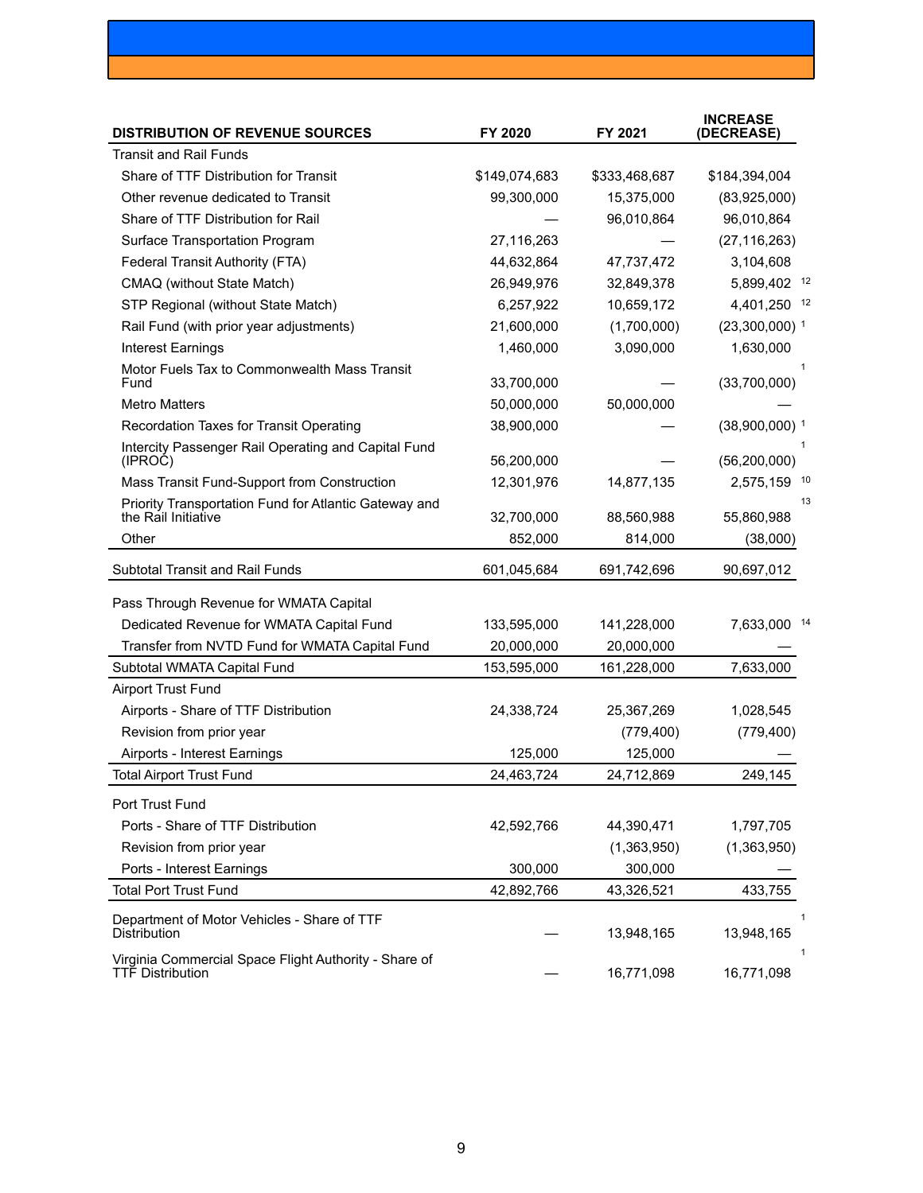| DISTRIBUTION OF REVENUE SOURCES | FY 2020 | FY 2021 | INCREASE (DECREASE) |
|---|---|---|---|
| Transit and Rail Funds | | | |
| Share of TTF Distribution for Transit | $149,074,683 | $333,468,687 | $184,394,004 |
| Other revenue dedicated to Transit | 99,300,000 | 15,375,000 | (83,925,000) |
| Share of TTF Distribution for Rail | — | 96,010,864 | 96,010,864 |
| Surface Transportation Program | 27,116,263 | — | (27,116,263) |
| Federal Transit Authority (FTA) | 44,632,864 | 47,737,472 | 3,104,608 |
| CMAQ (without State Match) | 26,949,976 | 32,849,378 | 5,899,402 [12] |
| STP Regional (without State Match) | 6,257,922 | 10,659,172 | 4,401,250 [12] |
| Rail Fund (with prior year adjustments) | 21,600,000 | (1,700,000) | (23,300,000) [1] |
| Interest Earnings | 1,460,000 | 3,090,000 | 1,630,000 |
| Motor Fuels Tax to Commonwealth Mass Transit Fund | 33,700,000 | — | (33,700,000) [1] |
| Metro Matters | 50,000,000 | 50,000,000 | — |
| Recordation Taxes for Transit Operating | 38,900,000 | — | (38,900,000) [1] |
| Intercity Passenger Rail Operating and Capital Fund (IPROC) | 56,200,000 | — | (56,200,000) [1] |
| Mass Transit Fund-Support from Construction | 12,301,976 | 14,877,135 | 2,575,159 [10] |
| Priority Transportation Fund for Atlantic Gateway and the Rail Initiative | 32,700,000 | 88,560,988 | 55,860,988 [13] |
| Other | 852,000 | 814,000 | (38,000) |
| Subtotal Transit and Rail Funds | 601,045,684 | 691,742,696 | 90,697,012 |
| Pass Through Revenue for WMATA Capital | | | |
| Dedicated Revenue for WMATA Capital Fund | 133,595,000 | 141,228,000 | 7,633,000 [14] |
| Transfer from NVTD Fund for WMATA Capital Fund | 20,000,000 | 20,000,000 | — |
| Subtotal WMATA Capital Fund | 153,595,000 | 161,228,000 | 7,633,000 |
| Airport Trust Fund | | | |
| Airports - Share of TTF Distribution | 24,338,724 | 25,367,269 | 1,028,545 |
| Revision from prior year | | (779,400) | (779,400) |
| Airports - Interest Earnings | 125,000 | 125,000 | — |
| Total Airport Trust Fund | 24,463,724 | 24,712,869 | 249,145 |
| Port Trust Fund | | | |
| Ports - Share of TTF Distribution | 42,592,766 | 44,390,471 | 1,797,705 |
| Revision from prior year | | (1,363,950) | (1,363,950) |
| Ports - Interest Earnings | 300,000 | 300,000 | — |
| Total Port Trust Fund | 42,892,766 | 43,326,521 | 433,755 |
| Department of Motor Vehicles - Share of TTF Distribution | — | 13,948,165 | 13,948,165 [1] |
| Virginia Commercial Space Flight Authority - Share of TTF Distribution | — | 16,771,098 | 16,771,098 [1] |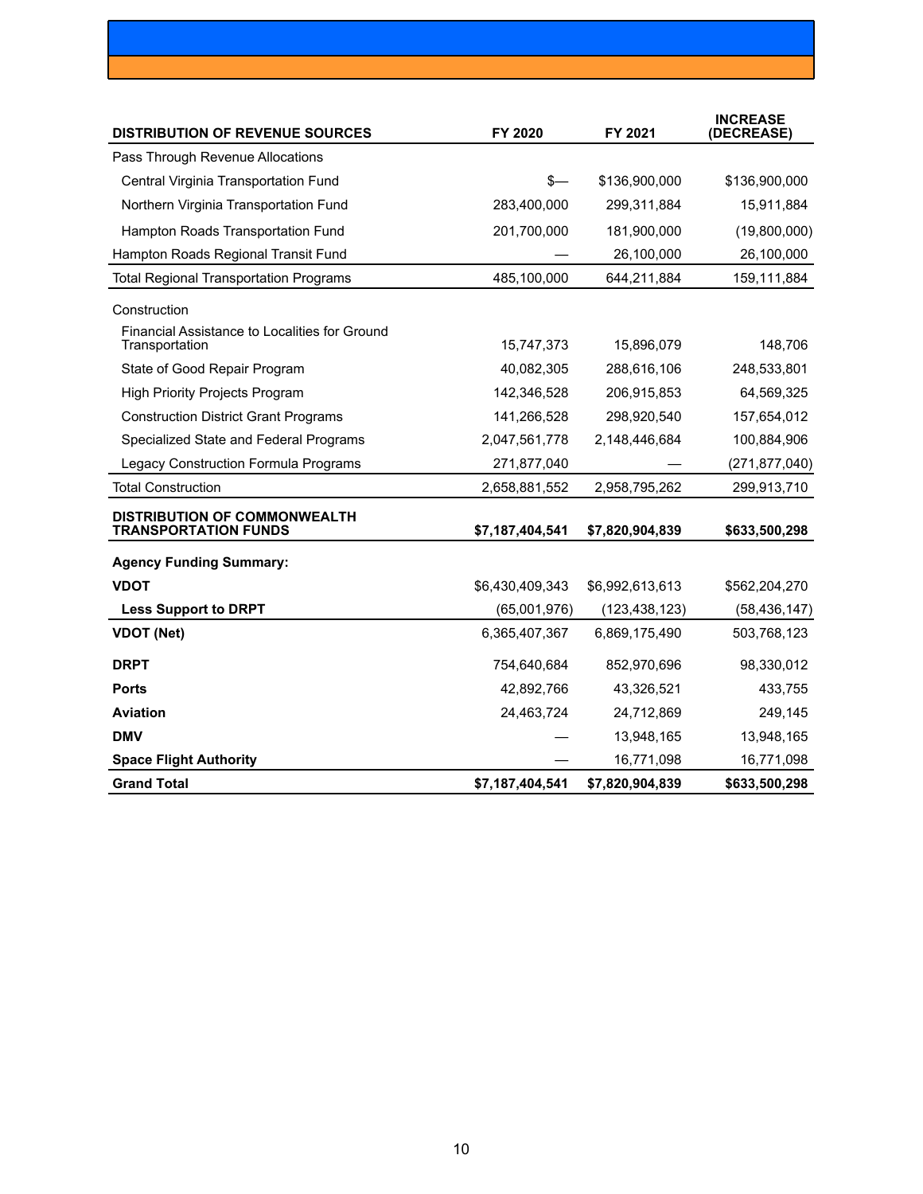| DISTRIBUTION OF REVENUE SOURCES | FY 2020 | FY 2021 | INCREASE (DECREASE) |
|---|---|---|---|
| Pass Through Revenue Allocations | | | |
| Central Virginia Transportation Fund | $— | $136,900,000 | $136,900,000 |
| Northern Virginia Transportation Fund | 283,400,000 | 299,311,884 | 15,911,884 |
| Hampton Roads Transportation Fund | 201,700,000 | 181,900,000 | (19,800,000) |
| Hampton Roads Regional Transit Fund | — | 26,100,000 | 26,100,000 |
| Total Regional Transportation Programs | 485,100,000 | 644,211,884 | 159,111,884 |
| Construction | | | |
| Financial Assistance to Localities for Ground Transportation | 15,747,373 | 15,896,079 | 148,706 |
| State of Good Repair Program | 40,082,305 | 288,616,106 | 248,533,801 |
| High Priority Projects Program | 142,346,528 | 206,915,853 | 64,569,325 |
| Construction District Grant Programs | 141,266,528 | 298,920,540 | 157,654,012 |
| Specialized State and Federal Programs | 2,047,561,778 | 2,148,446,684 | 100,884,906 |
| Legacy Construction Formula Programs | 271,877,040 | — | (271,877,040) |
| Total Construction | 2,658,881,552 | 2,958,795,262 | 299,913,710 |
| **DISTRIBUTION OF COMMONWEALTH TRANSPORTATION FUNDS** | **$7,187,404,541** | **$7,820,904,839** | **$633,500,298** |
| **Agency Funding Summary:** | | | |
| **VDOT** | $6,430,409,343 | $6,992,613,613 | $562,204,270 |
| **Less Support to DRPT** | (65,001,976) | (123,438,123) | (58,436,147) |
| **VDOT (Net)** | 6,365,407,367 | 6,869,175,490 | 503,768,123 |
| **DRPT** | 754,640,684 | 852,970,696 | 98,330,012 |
| **Ports** | 42,892,766 | 43,326,521 | 433,755 |
| **Aviation** | 24,463,724 | 24,712,869 | 249,145 |
| **DMV** | — | 13,948,165 | 13,948,165 |
| **Space Flight Authority** | — | 16,771,098 | 16,771,098 |
| **Grand Total** | **$7,187,404,541** | **$7,820,904,839** | **$633,500,298** |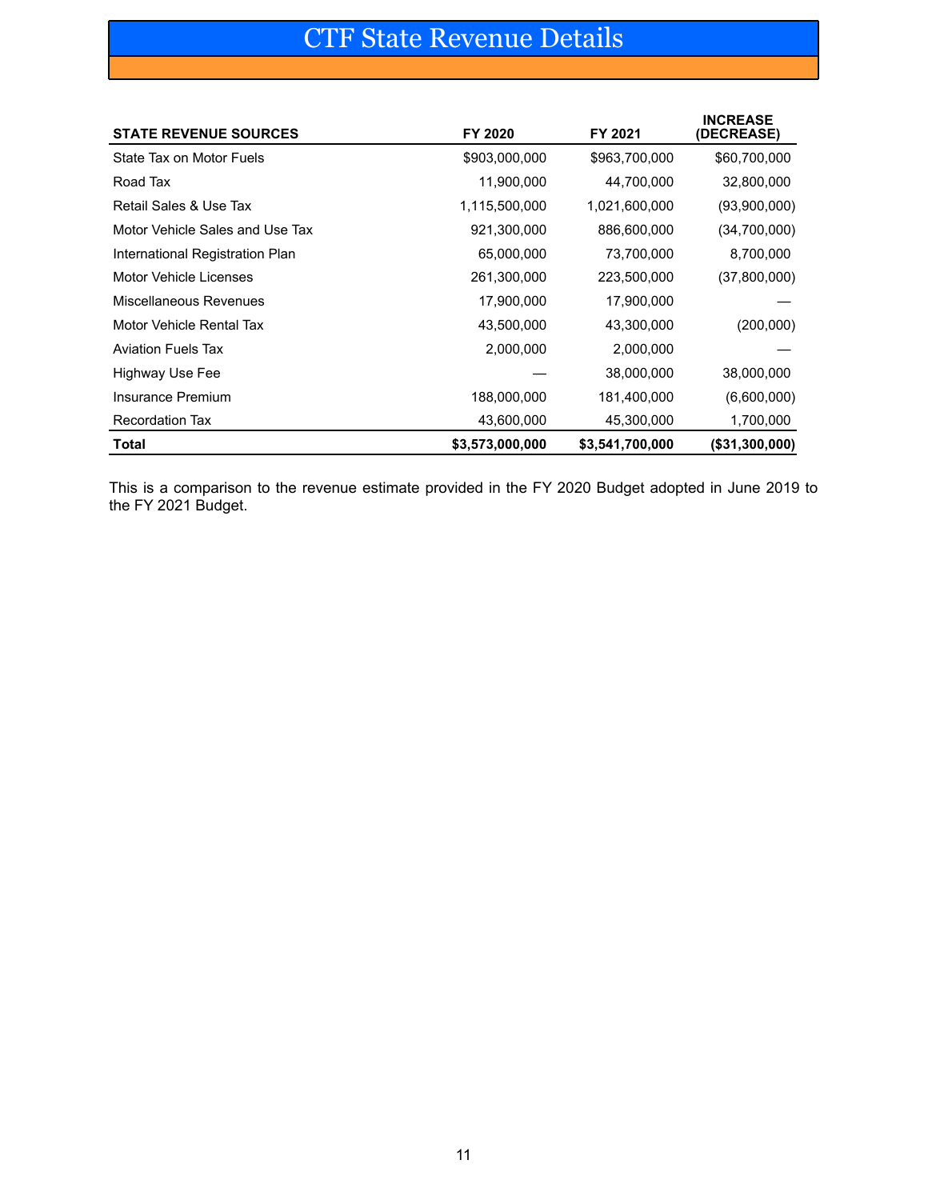# CTF State Revenue Details

| STATE REVENUE SOURCES | FY 2020 | FY 2021 | INCREASE (DECREASE) |
|---|---|---|---|
| State Tax on Motor Fuels | $903,000,000 | $963,700,000 | $60,700,000 |
| Road Tax | 11,900,000 | 44,700,000 | 32,800,000 |
| Retail Sales & Use Tax | 1,115,500,000 | 1,021,600,000 | (93,900,000) |
| Motor Vehicle Sales and Use Tax | 921,300,000 | 886,600,000 | (34,700,000) |
| International Registration Plan | 65,000,000 | 73,700,000 | 8,700,000 |
| Motor Vehicle Licenses | 261,300,000 | 223,500,000 | (37,800,000) |
| Miscellaneous Revenues | 17,900,000 | 17,900,000 | — |
| Motor Vehicle Rental Tax | 43,500,000 | 43,300,000 | (200,000) |
| Aviation Fuels Tax | 2,000,000 | 2,000,000 | — |
| Highway Use Fee | — | 38,000,000 | 38,000,000 |
| Insurance Premium | 188,000,000 | 181,400,000 | (6,600,000) |
| Recordation Tax | 43,600,000 | 45,300,000 | 1,700,000 |
| **Total** | **$3,573,000,000** | **$3,541,700,000** | **($31,300,000)** |

This is a comparison to the revenue estimate provided in the FY 2020 Budget adopted in June 2019 to the FY 2021 Budget.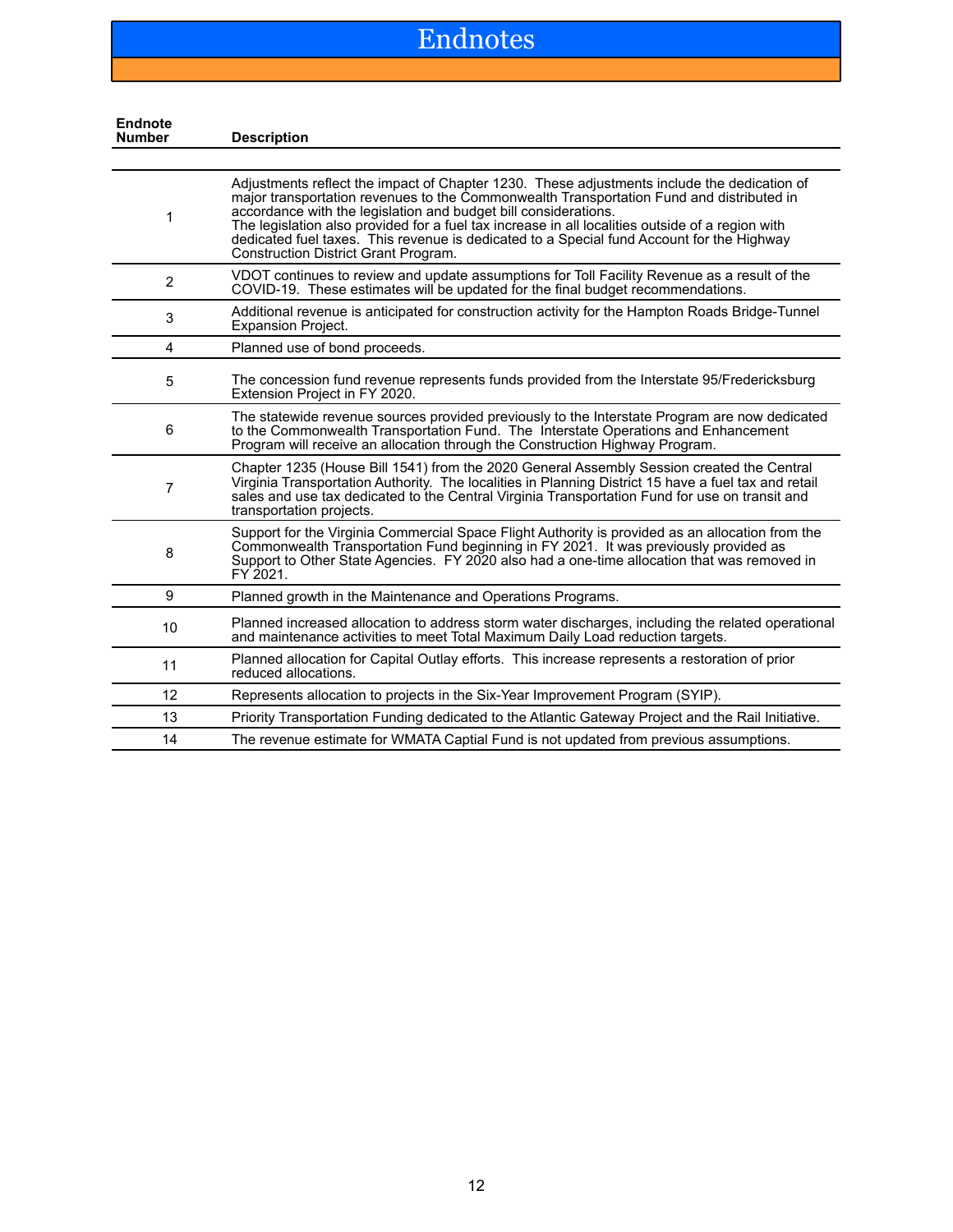# Endnotes

| Endnote Number | Description |
|---|---|
| 1 | Adjustments reflect the impact of Chapter 1230. These adjustments include the dedication of major transportation revenues to the Commonwealth Transportation Fund and distributed in accordance with the legislation and budget bill considerations. The legislation also provided for a fuel tax increase in all localities outside of a region with dedicated fuel taxes. This revenue is dedicated to a Special fund Account for the Highway Construction District Grant Program. |
| 2 | VDOT continues to review and update assumptions for Toll Facility Revenue as a result of the COVID-19. These estimates will be updated for the final budget recommendations. |
| 3 | Additional revenue is anticipated for construction activity for the Hampton Roads Bridge-Tunnel Expansion Project. |
| 4 | Planned use of bond proceeds. |
| 5 | The concession fund revenue represents funds provided from the Interstate 95/Fredericksburg Extension Project in FY 2020. |
| 6 | The statewide revenue sources provided previously to the Interstate Program are now dedicated to the Commonwealth Transportation Fund. The Interstate Operations and Enhancement Program will receive an allocation through the Construction Highway Program. |
| 7 | Chapter 1235 (House Bill 1541) from the 2020 General Assembly Session created the Central Virginia Transportation Authority. The localities in Planning District 15 have a fuel tax and retail sales and use tax dedicated to the Central Virginia Transportation Fund for use on transit and transportation projects. |
| 8 | Support for the Virginia Commercial Space Flight Authority is provided as an allocation from the Commonwealth Transportation Fund beginning in FY 2021. It was previously provided as Support to Other State Agencies. FY 2020 also had a one-time allocation that was removed in FY 2021. |
| 9 | Planned growth in the Maintenance and Operations Programs. |
| 10 | Planned increased allocation to address storm water discharges, including the related operational and maintenance activities to meet Total Maximum Daily Load reduction targets. |
| 11 | Planned allocation for Capital Outlay efforts. This increase represents a restoration of prior reduced allocations. |
| 12 | Represents allocation to projects in the Six-Year Improvement Program (SYIP). |
| 13 | Priority Transportation Funding dedicated to the Atlantic Gateway Project and the Rail Initiative. |
| 14 | The revenue estimate for WMATA Captial Fund is not updated from previous assumptions. |